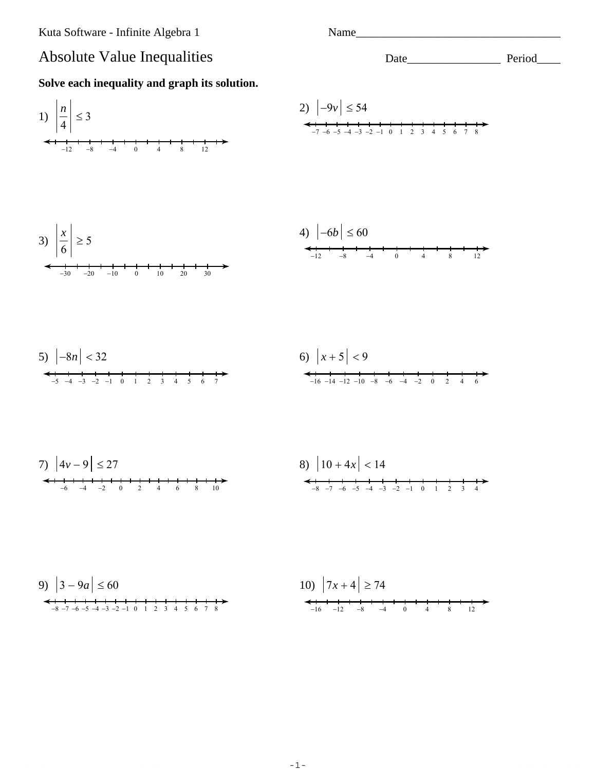Kuta Software - Infinite Algebra 1

Name___________________________________

# Absolute Value Inequalities

Date________________ Period____

**Solve each inequality and graph its solution.**

1) $\left|\frac{n}{4}\right| \leq 3$

2) $|-9v| \leq 54$

3) $\left|\frac{x}{6}\right| \geq 5$

4) $|-6b| \leq 60$

5) $|-8n| < 32$

6) $|x + 5| < 9$

7) $|4v - 9| \leq 27$

8) $|10 + 4x| < 14$

9) $|3 - 9a| \leq 60$

10) $|7x + 4| \geq 74$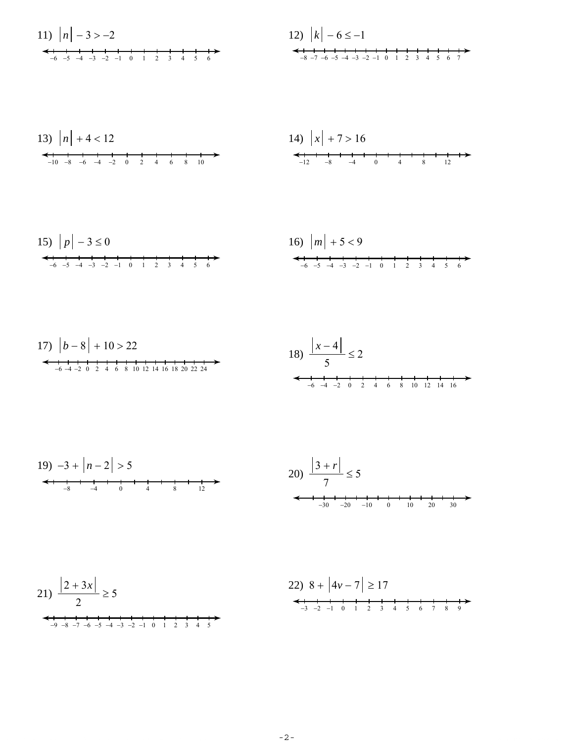11) $|n| - 3 > -2$

12) $|k| - 6 \le -1$

13) $|n| + 4 < 12$

14) $|x| + 7 > 16$

15) $|p| - 3 \le 0$

16) $|m| + 5 < 9$

17) $|b - 8| + 10 > 22$

18) $\dfrac{|x - 4|}{5} \le 2$

19) $-3 + |n - 2| > 5$

20) $\dfrac{|3 + r|}{7} \le 5$

21) $\dfrac{|2 + 3x|}{2} \ge 5$

22) $8 + |4v - 7| \ge 17$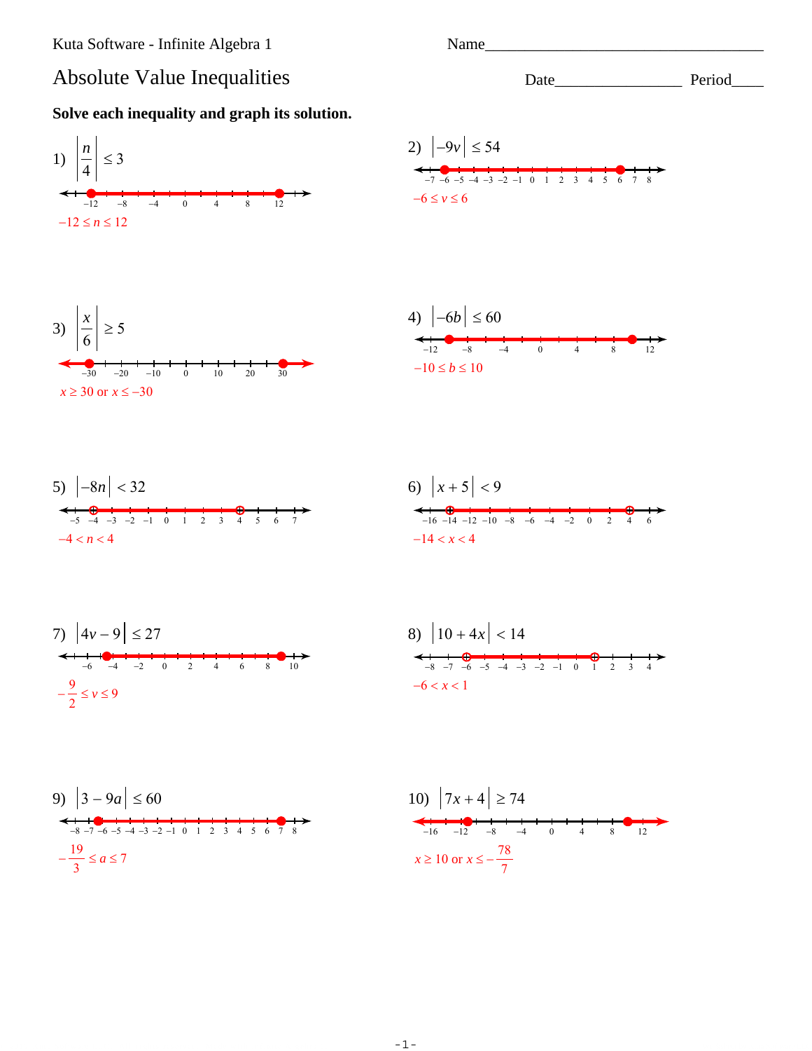Kuta Software - Infinite Algebra 1

Name\_\_\_\_\_\_\_\_\_\_\_\_\_\_\_\_\_\_\_\_\_\_\_\_\_\_\_\_\_\_\_\_\_\_\_

# Absolute Value Inequalities

Date\_\_\_\_\_\_\_\_\_\_\_\_\_\_\_\_ Period\_\_\_\_

**Solve each inequality and graph its solution.**

1) $\left|\frac{n}{4}\right| \le 3$

$-12 \le n \le 12$

2) $|-9v| \le 54$

$-6 \le v \le 6$

3) $\left|\frac{x}{6}\right| \ge 5$

$x \ge 30$ or $x \le -30$

4) $|-6b| \le 60$

$-10 \le b \le 10$

5) $|-8n| < 32$

$-4 < n < 4$

6) $|x + 5| < 9$

$-14 < x < 4$

7) $|4v - 9| \le 27$

$-\frac{9}{2} \le v \le 9$

8) $|10 + 4x| < 14$

$-6 < x < 1$

9) $|3 - 9a| \le 60$

$-\frac{19}{3} \le a \le 7$

10) $|7x + 4| \ge 74$

$x \ge 10$ or $x \le -\frac{78}{7}$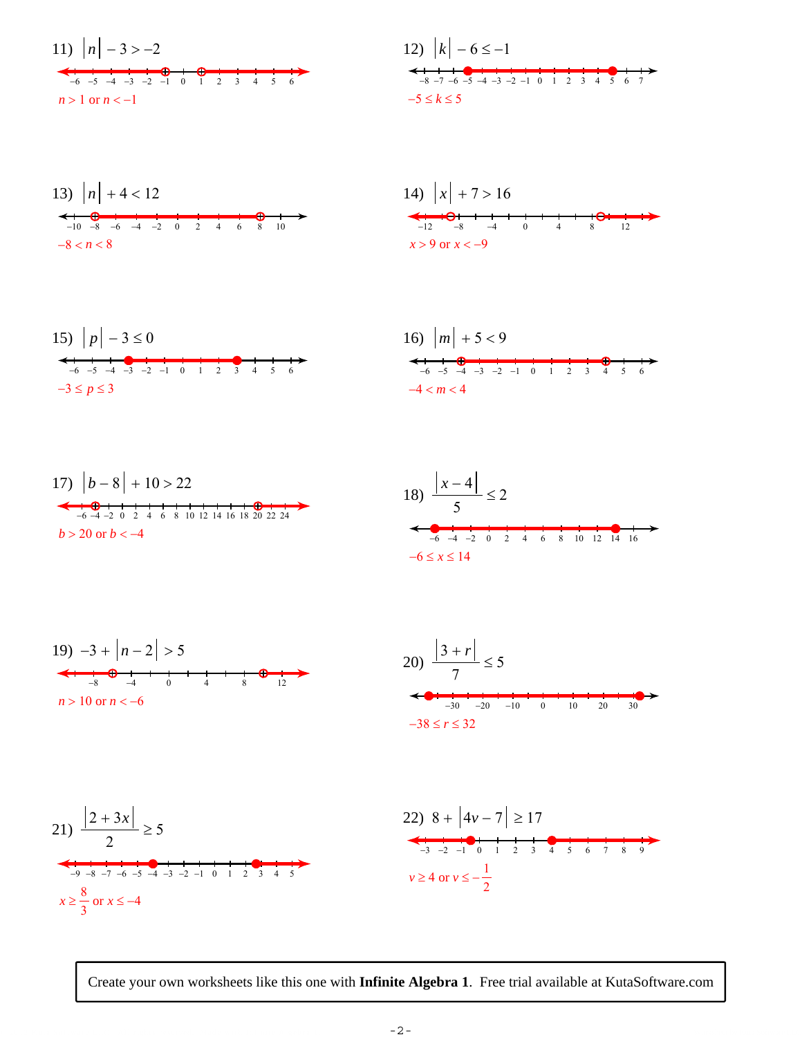11) $|n| - 3 > -2$

−6 −5 −4 −3 −2 −1 0 1 2 3 4 5 6

$n > 1$ or $n < -1$

12) $|k| - 6 \leq -1$

−8 −7 −6 −5 −4 −3 −2 −1 0 1 2 3 4 5 6 7

$-5 \leq k \leq 5$

13) $|n| + 4 < 12$

−10 −8 −6 −4 −2 0 2 4 6 8 10

$-8 < n < 8$

14) $|x| + 7 > 16$

−12 −8 −4 0 4 8 12

$x > 9$ or $x < -9$

15) $|p| - 3 \leq 0$

−6 −5 −4 −3 −2 −1 0 1 2 3 4 5 6

$-3 \leq p \leq 3$

16) $|m| + 5 < 9$

−6 −5 −4 −3 −2 −1 0 1 2 3 4 5 6

$-4 < m < 4$

17) $|b - 8| + 10 > 22$

−6 −4 −2 0 2 4 6 8 10 12 14 16 18 20 22 24

$b > 20$ or $b < -4$

18) $\frac{|x - 4|}{5} \leq 2$

−6 −4 −2 0 2 4 6 8 10 12 14 16

$-6 \leq x \leq 14$

19) $-3 + |n - 2| > 5$

−8 −4 0 4 8 12

$n > 10$ or $n < -6$

20) $\frac{|3 + r|}{7} \leq 5$

−30 −20 −10 0 10 20 30

$-38 \leq r \leq 32$

21) $\frac{|2 + 3x|}{2} \geq 5$

−9 −8 −7 −6 −5 −4 −3 −2 −1 0 1 2 3 4 5

$x \geq \frac{8}{3}$ or $x \leq -4$

22) $8 + |4v - 7| \geq 17$

−3 −2 −1 0 1 2 3 4 5 6 7 8 9

$v \geq 4$ or $v \leq -\frac{1}{2}$

Create your own worksheets like this one with **Infinite Algebra 1**. Free trial available at KutaSoftware.com